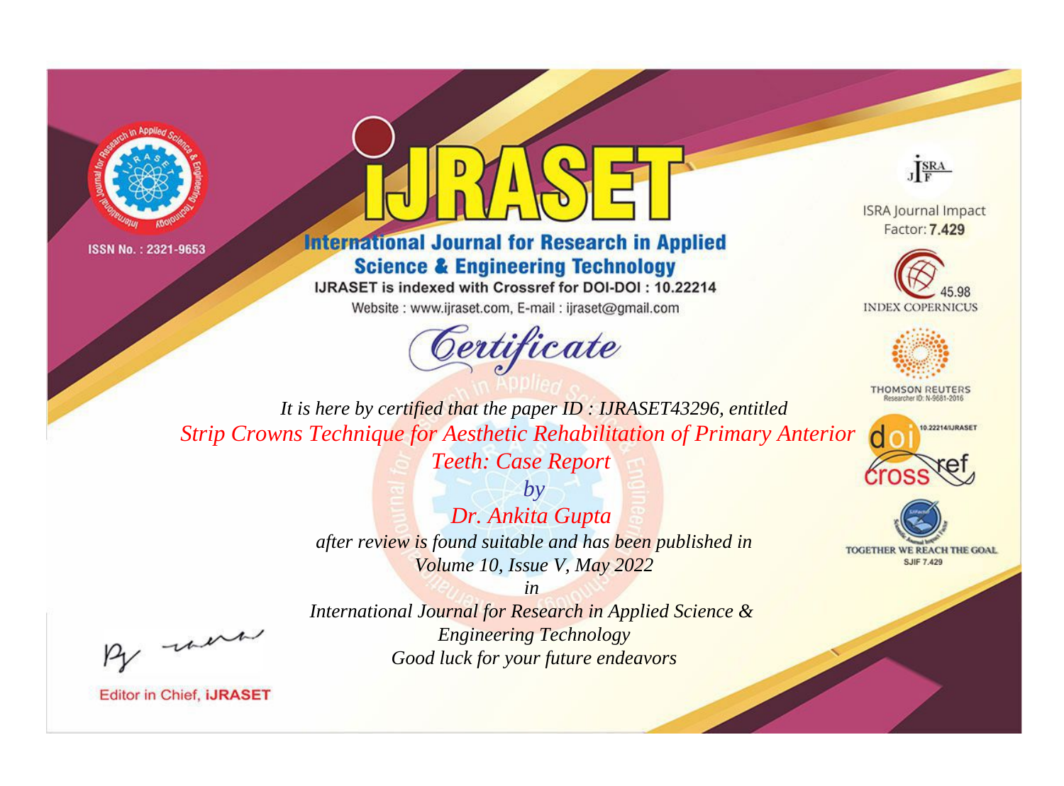ISSN No. : 2321-9653

# iJRASET

## International Journal for Research in Applied Science & Engineering Technology

IJRASET is indexed with Crossref for DOI-DOI : 10.22214

Website : www.ijraset.com, E-mail : ijraset@gmail.com

ISRA Journal Impact Factor: **7.429**

45.98 INDEX COPERNICUS

THOMSON REUTERS Researcher ID: N-9681-2016

10.22214/IJRASET

TOGETHER WE REACH THE GOAL SJIF 7.429

# *Certificate*

*It is here by certified that the paper ID : IJRASET43296, entitled*

*Strip Crowns Technique for Aesthetic Rehabilitation of Primary Anterior Teeth: Case Report*

*by*

*Dr. Ankita Gupta*

*after review is found suitable and has been published in*

*Volume 10, Issue V, May 2022*

*in*

*International Journal for Research in Applied Science & Engineering Technology*

*Good luck for your future endeavors*

Editor in Chief, **iJRASET**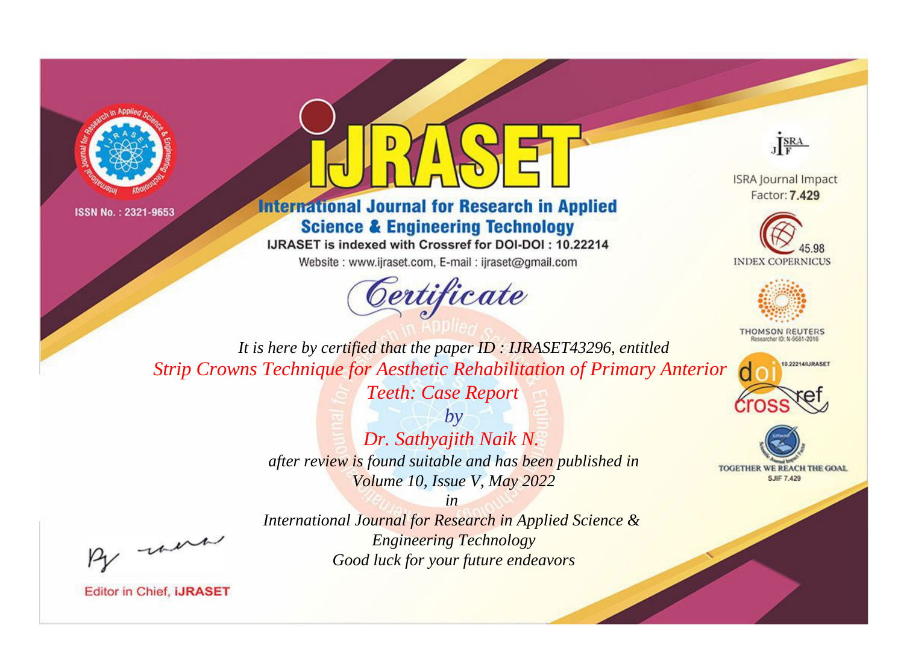ISSN No. : 2321-9653

# iJRASET

## International Journal for Research in Applied Science & Engineering Technology

IJRASET is indexed with Crossref for DOI-DOI : 10.22214

Website : www.ijraset.com, E-mail : ijraset@gmail.com

ISRA Journal Impact Factor: **7.429**

45.98 INDEX COPERNICUS

THOMSON REUTERS Researcher ID: N-9681-2016

10.22214/IJRASET

TOGETHER WE REACH THE GOAL SJIF 7.429

## *Certificate*

*It is here by certified that the paper ID : IJRASET43296, entitled*

*Strip Crowns Technique for Aesthetic Rehabilitation of Primary Anterior Teeth: Case Report*

*by*

*Dr. Sathyajith Naik N.*

*after review is found suitable and has been published in*

*Volume 10, Issue V, May 2022*

*in*

*International Journal for Research in Applied Science & Engineering Technology*

*Good luck for your future endeavors*

Editor in Chief, **iJRASET**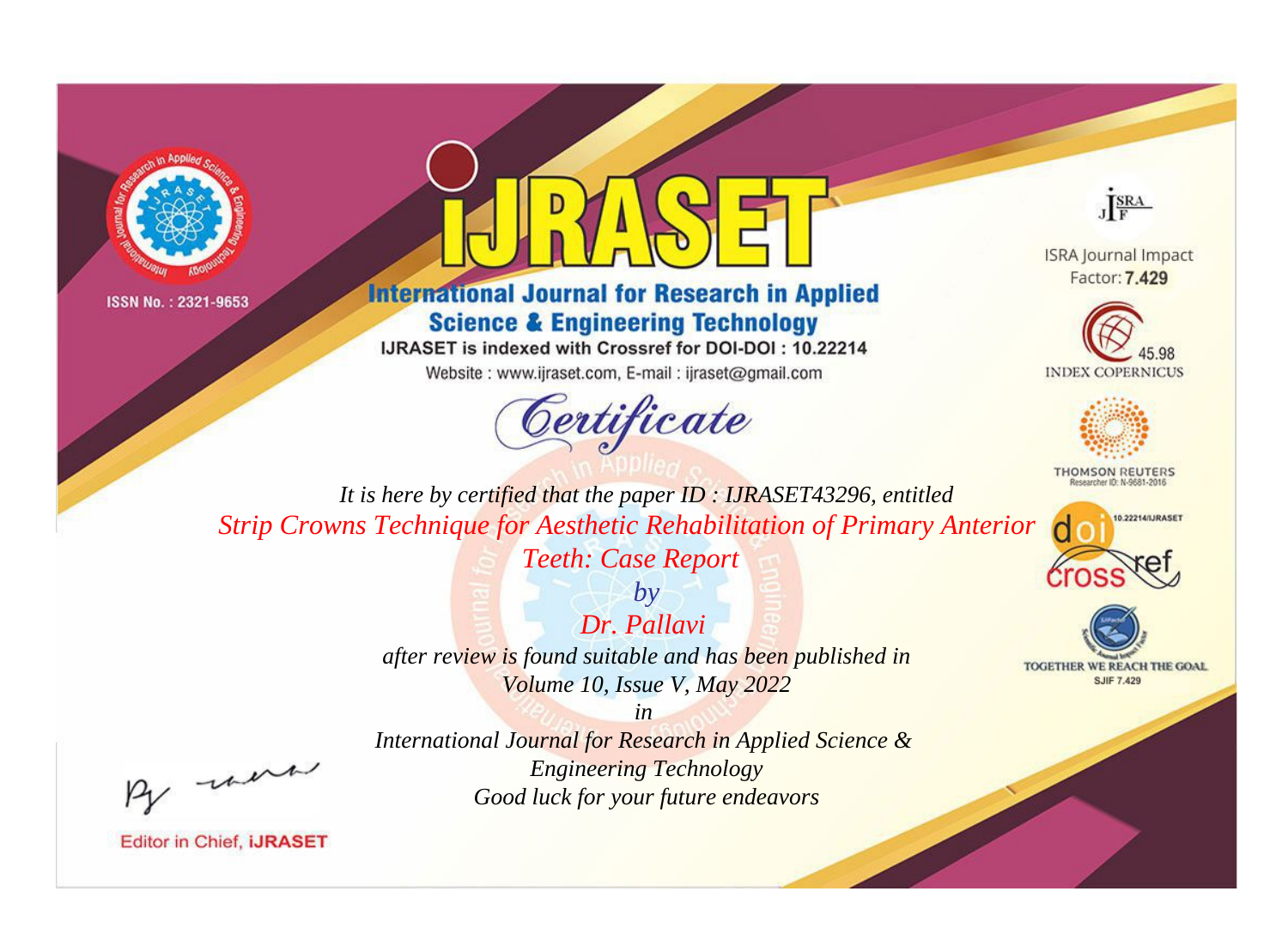ISSN No. : 2321-9653

# IJRASET

## International Journal for Research in Applied Science & Engineering Technology

IJRASET is indexed with Crossref for DOI-DOI : 10.22214

Website : www.ijraset.com, E-mail : ijraset@gmail.com

ISRA Journal Impact Factor: **7.429**

45.98 INDEX COPERNICUS

THOMSON REUTERS Researcher ID: N-9681-2016

10.22214/IJRASET

TOGETHER WE REACH THE GOAL SJIF 7.429

# *Certificate*

*It is here by certified that the paper ID : IJRASET43296, entitled*

*Strip Crowns Technique for Aesthetic Rehabilitation of Primary Anterior Teeth: Case Report*

*by*

*Dr. Pallavi*

*after review is found suitable and has been published in*

*Volume 10, Issue V, May 2022*

*in*

*International Journal for Research in Applied Science & Engineering Technology*

*Good luck for your future endeavors*

Editor in Chief, **iJRASET**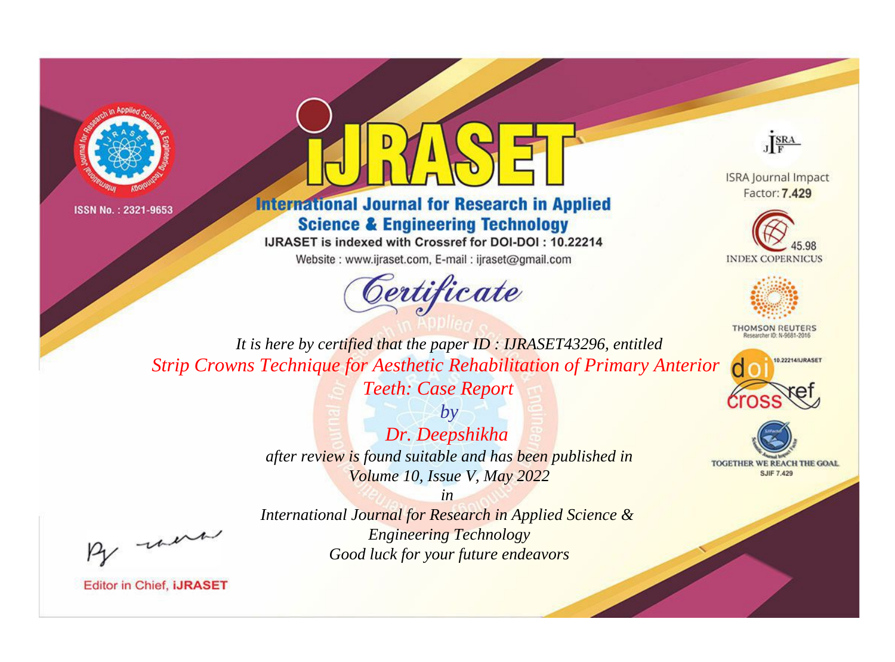ISSN No. : 2321-9653

# iJRASET

## International Journal for Research in Applied Science & Engineering Technology

IJRASET is indexed with Crossref for DOI-DOI : 10.22214

Website : www.ijraset.com, E-mail : ijraset@gmail.com

ISRA Journal Impact Factor: **7.429**

45.98 INDEX COPERNICUS

THOMSON REUTERS Researcher ID: N-9681-2016

10.22214/IJRASET

TOGETHER WE REACH THE GOAL SJIF 7.429

*Certificate*

*It is here by certified that the paper ID : IJRASET43296, entitled*

*Strip Crowns Technique for Aesthetic Rehabilitation of Primary Anterior Teeth: Case Report*

*by*

*Dr. Deepshikha*

*after review is found suitable and has been published in*

*Volume 10, Issue V, May 2022*

*in*

*International Journal for Research in Applied Science & Engineering Technology*

*Good luck for your future endeavors*

Editor in Chief, iJRASET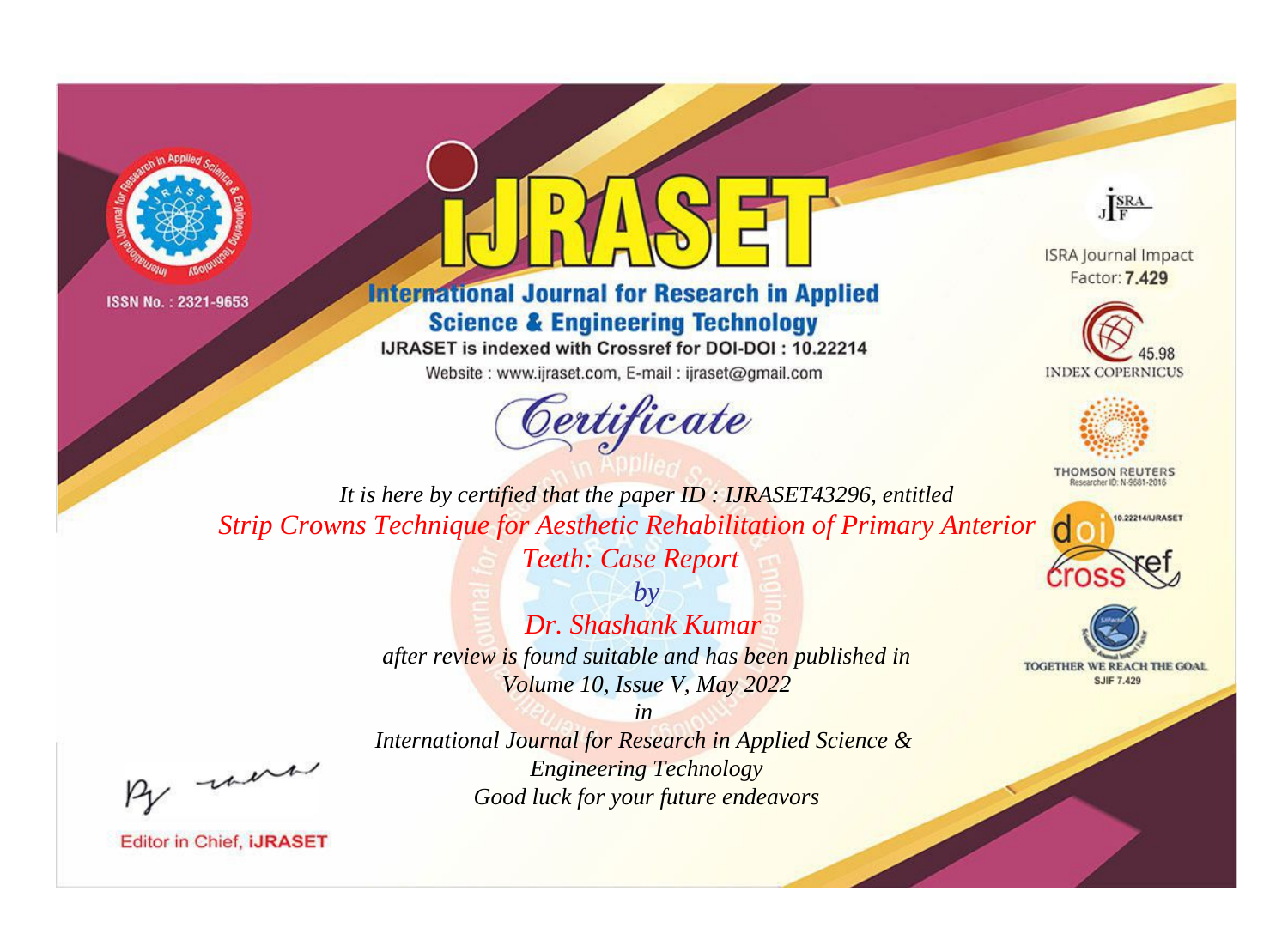ISSN No. : 2321-9653

# IJRASET

## International Journal for Research in Applied Science & Engineering Technology

IJRASET is indexed with Crossref for DOI-DOI : 10.22214

Website : www.ijraset.com, E-mail : ijraset@gmail.com

ISRA Journal Impact Factor: **7.429**

45.98 INDEX COPERNICUS

THOMSON REUTERS Researcher ID: N-9681-2016

10.22214/IJRASET crossref

TOGETHER WE REACH THE GOAL SJIF 7.429

# *Certificate*

*It is here by certified that the paper ID : IJRASET43296, entitled*

*Strip Crowns Technique for Aesthetic Rehabilitation of Primary Anterior Teeth: Case Report*

*by*

*Dr. Shashank Kumar*

*after review is found suitable and has been published in*

*Volume 10, Issue V, May 2022*

*in*

*International Journal for Research in Applied Science & Engineering Technology*

*Good luck for your future endeavors*

Editor in Chief, **iJRASET**